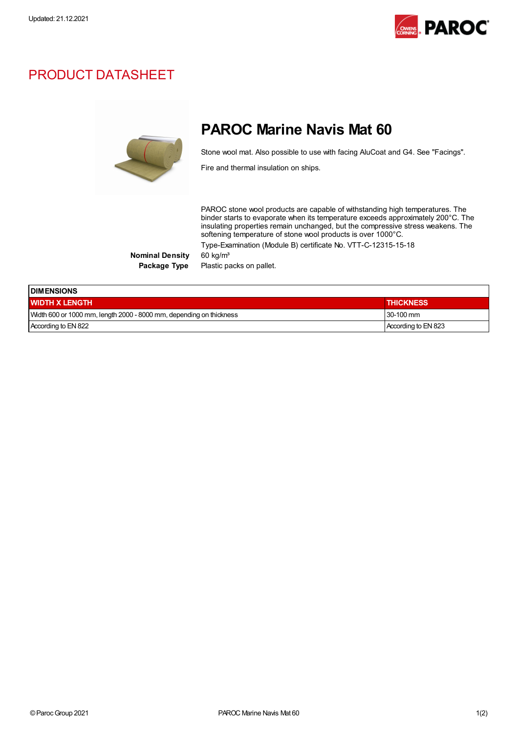Updated: 21.12.2021

# PRODUCT DATASHEET

## PAROC Marine Navis Mat 60

Stone wool mat. Also possible to use with facing AluCoat and G4. See "Facings".

Fire and thermal insulation on ships.

PAROC stone wool products are capable of withstanding high temperatures. The binder starts to evaporate when its temperature exceeds approximately 200°C. The insulating properties remain unchanged, but the compressive stress weakens. The softening temperature of stone wool products is over 1000°C.

Type-Examination (Module B) certificate No. VTT-C-12315-15-18

**Nominal Density** 60 kg/m³

**Package Type** Plastic packs on pallet.

| DIMENSIONS | |
|---|---|
| **WIDTH X LENGTH** | **THICKNESS** |
| Width 600 or 1000 mm, length 2000 - 8000 mm, depending on thickness | 30-100 mm |
| According to EN 822 | According to EN 823 |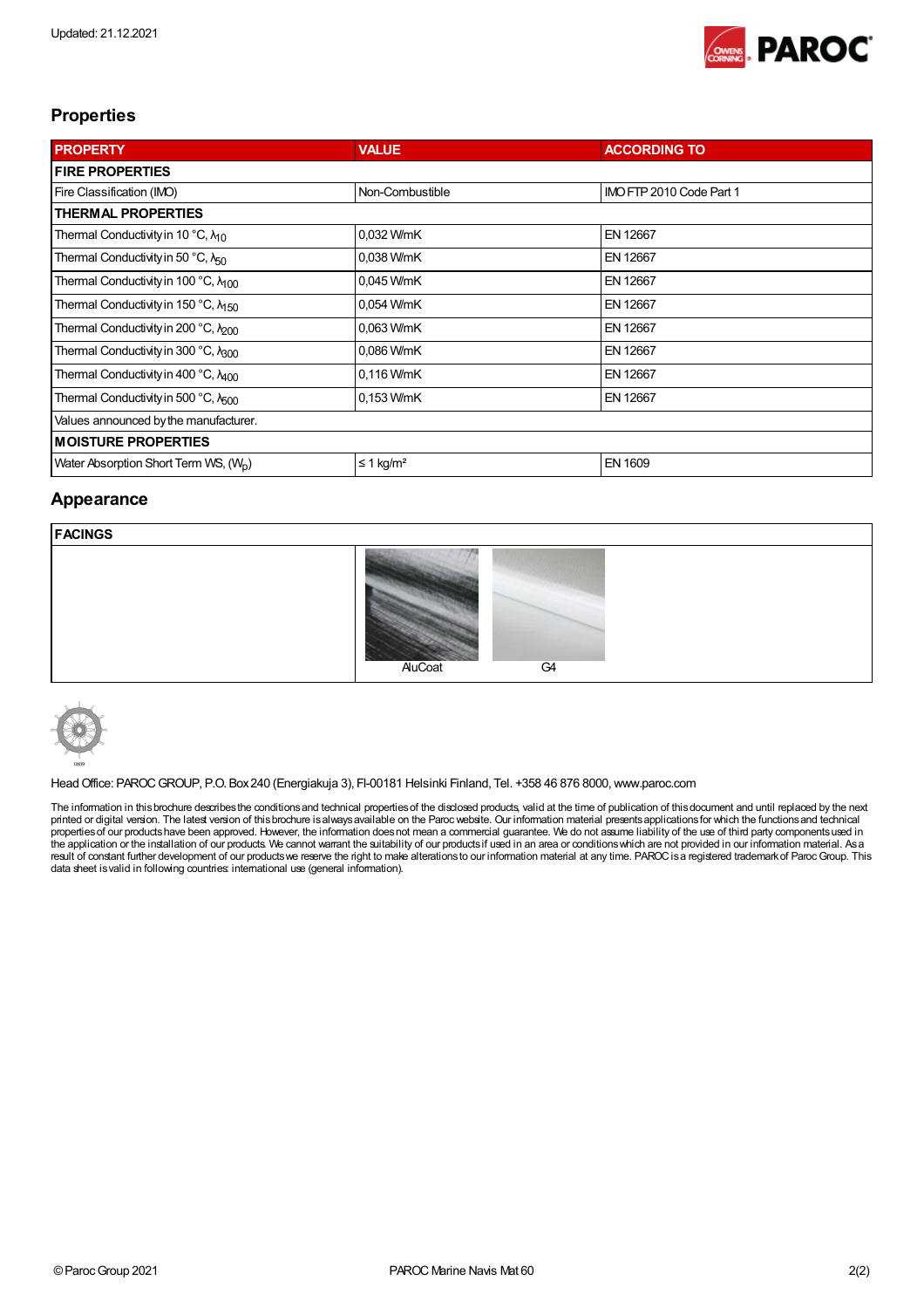Updated: 21.12.2021

## Properties

| PROPERTY | VALUE | ACCORDING TO |
|---|---|---|
| **FIRE PROPERTIES** | | |
| Fire Classification (IMO) | Non-Combustible | IMO FTP 2010 Code Part 1 |
| **THERMAL PROPERTIES** | | |
| Thermal Conductivity in 10 °C, $\lambda_{10}$ | 0,032 W/mK | EN 12667 |
| Thermal Conductivity in 50 °C, $\lambda_{50}$ | 0,038 W/mK | EN 12667 |
| Thermal Conductivity in 100 °C, $\lambda_{100}$ | 0,045 W/mK | EN 12667 |
| Thermal Conductivity in 150 °C, $\lambda_{150}$ | 0,054 W/mK | EN 12667 |
| Thermal Conductivity in 200 °C, $\lambda_{200}$ | 0,063 W/mK | EN 12667 |
| Thermal Conductivity in 300 °C, $\lambda_{300}$ | 0,086 W/mK | EN 12667 |
| Thermal Conductivity in 400 °C, $\lambda_{400}$ | 0,116 W/mK | EN 12667 |
| Thermal Conductivity in 500 °C, $\lambda_{500}$ | 0,153 W/mK | EN 12667 |
| Values announced by the manufacturer. | | |
| **MOISTURE PROPERTIES** | | |
| Water Absorption Short Term WS, ($W_p$) | ≤ 1 kg/m² | EN 1609 |

## Appearance

| FACINGS | | |
|---|---|---|
| | AluCoat | G4 |

Head Office: PAROC GROUP, P.O. Box 240 (Energiakuja 3), FI-00181 Helsinki Finland, Tel. +358 46 876 8000, www.paroc.com

The information in this brochure describes the conditions and technical properties of the disclosed products, valid at the time of publication of this document and until replaced by the next printed or digital version. The latest version of this brochure is always available on the Paroc website. Our information material presents applications for which the functions and technical properties of our products have been approved. However, the information does not mean a commercial guarantee. We do not assume liability of the use of third party components used in the application or the installation of our products. We cannot warrant the suitability of our products if used in an area or conditions which are not provided in our information material. As a result of constant further development of our products we reserve the right to make alterations to our information material at any time. PAROC is a registered trademark of Paroc Group. This data sheet is valid in following countries: international use (general information).

© Paroc Group 2021 PAROC Marine Navis Mat 60